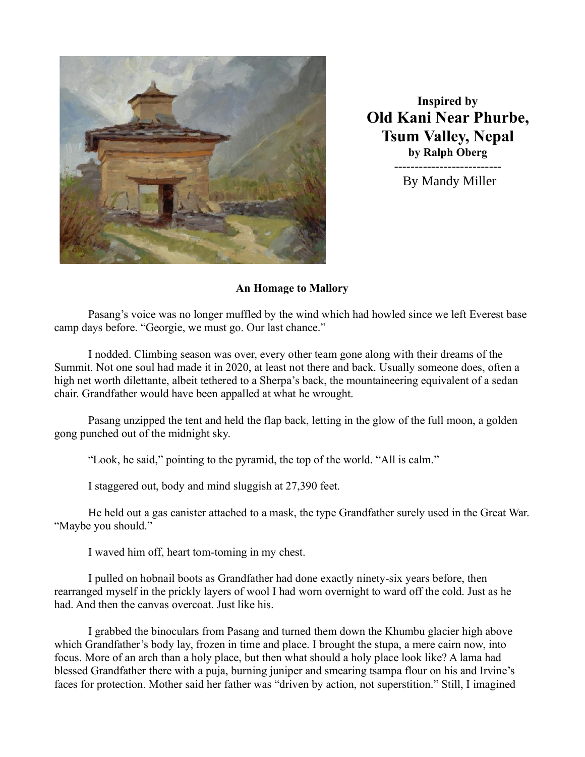**Inspired by**
**Old Kani Near Phurbe, Tsum Valley, Nepal**
**by Ralph Oberg**

--------------------------

By Mandy Miller

**An Homage to Mallory**

Pasang's voice was no longer muffled by the wind which had howled since we left Everest base camp days before. "Georgie, we must go. Our last chance."

I nodded. Climbing season was over, every other team gone along with their dreams of the Summit. Not one soul had made it in 2020, at least not there and back. Usually someone does, often a high net worth dilettante, albeit tethered to a Sherpa's back, the mountaineering equivalent of a sedan chair. Grandfather would have been appalled at what he wrought.

Pasang unzipped the tent and held the flap back, letting in the glow of the full moon, a golden gong punched out of the midnight sky.

"Look, he said," pointing to the pyramid, the top of the world. "All is calm."

I staggered out, body and mind sluggish at 27,390 feet.

He held out a gas canister attached to a mask, the type Grandfather surely used in the Great War. "Maybe you should."

I waved him off, heart tom-toming in my chest.

I pulled on hobnail boots as Grandfather had done exactly ninety-six years before, then rearranged myself in the prickly layers of wool I had worn overnight to ward off the cold. Just as he had. And then the canvas overcoat. Just like his.

I grabbed the binoculars from Pasang and turned them down the Khumbu glacier high above which Grandfather's body lay, frozen in time and place. I brought the stupa, a mere cairn now, into focus. More of an arch than a holy place, but then what should a holy place look like? A lama had blessed Grandfather there with a puja, burning juniper and smearing tsampa flour on his and Irvine's faces for protection. Mother said her father was "driven by action, not superstition." Still, I imagined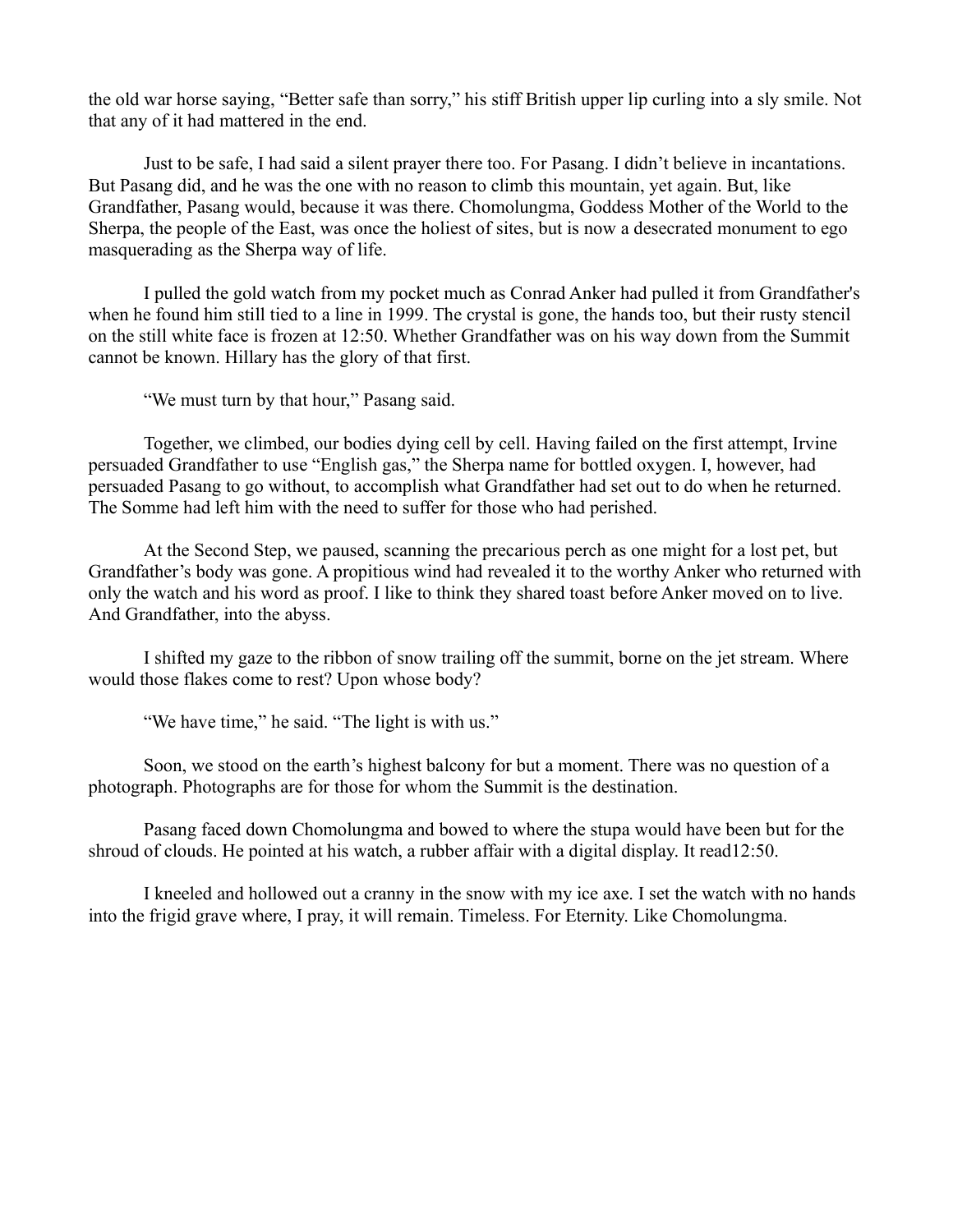the old war horse saying, “Better safe than sorry,” his stiff British upper lip curling into a sly smile. Not that any of it had mattered in the end.

Just to be safe, I had said a silent prayer there too. For Pasang. I didn’t believe in incantations. But Pasang did, and he was the one with no reason to climb this mountain, yet again. But, like Grandfather, Pasang would, because it was there. Chomolungma, Goddess Mother of the World to the Sherpa, the people of the East, was once the holiest of sites, but is now a desecrated monument to ego masquerading as the Sherpa way of life.

I pulled the gold watch from my pocket much as Conrad Anker had pulled it from Grandfather's when he found him still tied to a line in 1999. The crystal is gone, the hands too, but their rusty stencil on the still white face is frozen at 12:50. Whether Grandfather was on his way down from the Summit cannot be known. Hillary has the glory of that first.

“We must turn by that hour,” Pasang said.

Together, we climbed, our bodies dying cell by cell. Having failed on the first attempt, Irvine persuaded Grandfather to use “English gas,” the Sherpa name for bottled oxygen. I, however, had persuaded Pasang to go without, to accomplish what Grandfather had set out to do when he returned. The Somme had left him with the need to suffer for those who had perished.

At the Second Step, we paused, scanning the precarious perch as one might for a lost pet, but Grandfather’s body was gone. A propitious wind had revealed it to the worthy Anker who returned with only the watch and his word as proof. I like to think they shared toast before Anker moved on to live. And Grandfather, into the abyss.

I shifted my gaze to the ribbon of snow trailing off the summit, borne on the jet stream. Where would those flakes come to rest? Upon whose body?

“We have time,” he said. “The light is with us.”

Soon, we stood on the earth’s highest balcony for but a moment. There was no question of a photograph. Photographs are for those for whom the Summit is the destination.

Pasang faced down Chomolungma and bowed to where the stupa would have been but for the shroud of clouds. He pointed at his watch, a rubber affair with a digital display. It read12:50.

I kneeled and hollowed out a cranny in the snow with my ice axe. I set the watch with no hands into the frigid grave where, I pray, it will remain. Timeless. For Eternity. Like Chomolungma.